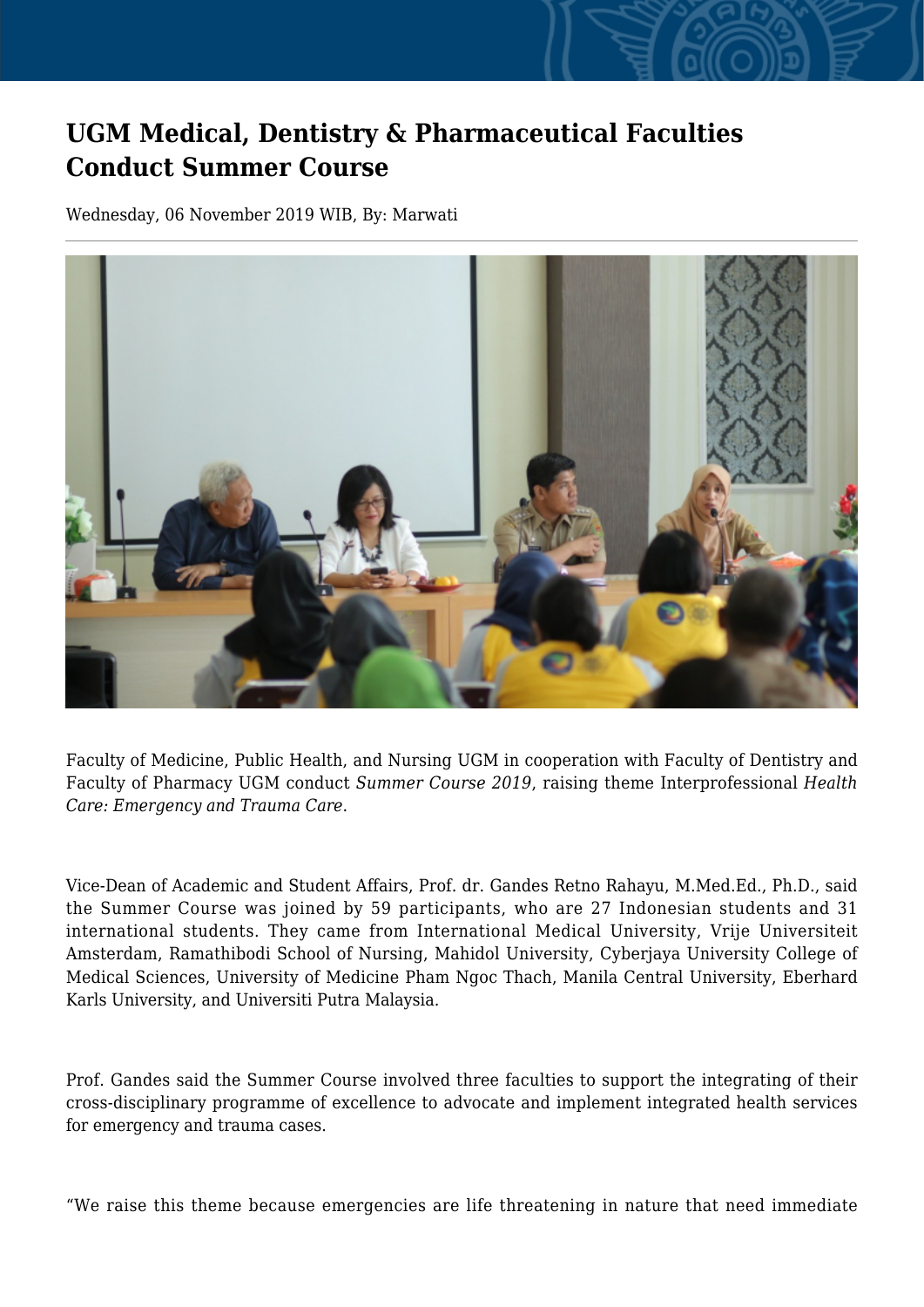# UGM Medical, Dentistry & Pharmaceutical Faculties Conduct Summer Course

Wednesday, 06 November 2019 WIB, By: Marwati

Faculty of Medicine, Public Health, and Nursing UGM in cooperation with Faculty of Dentistry and Faculty of Pharmacy UGM conduct *Summer Course 2019*, raising theme Interprofessional *Health Care: Emergency and Trauma Care*.

Vice-Dean of Academic and Student Affairs, Prof. dr. Gandes Retno Rahayu, M.Med.Ed., Ph.D., said the Summer Course was joined by 59 participants, who are 27 Indonesian students and 31 international students. They came from International Medical University, Vrije Universiteit Amsterdam, Ramathibodi School of Nursing, Mahidol University, Cyberjaya University College of Medical Sciences, University of Medicine Pham Ngoc Thach, Manila Central University, Eberhard Karls University, and Universiti Putra Malaysia.

Prof. Gandes said the Summer Course involved three faculties to support the integrating of their cross-disciplinary programme of excellence to advocate and implement integrated health services for emergency and trauma cases.

“We raise this theme because emergencies are life threatening in nature that need immediate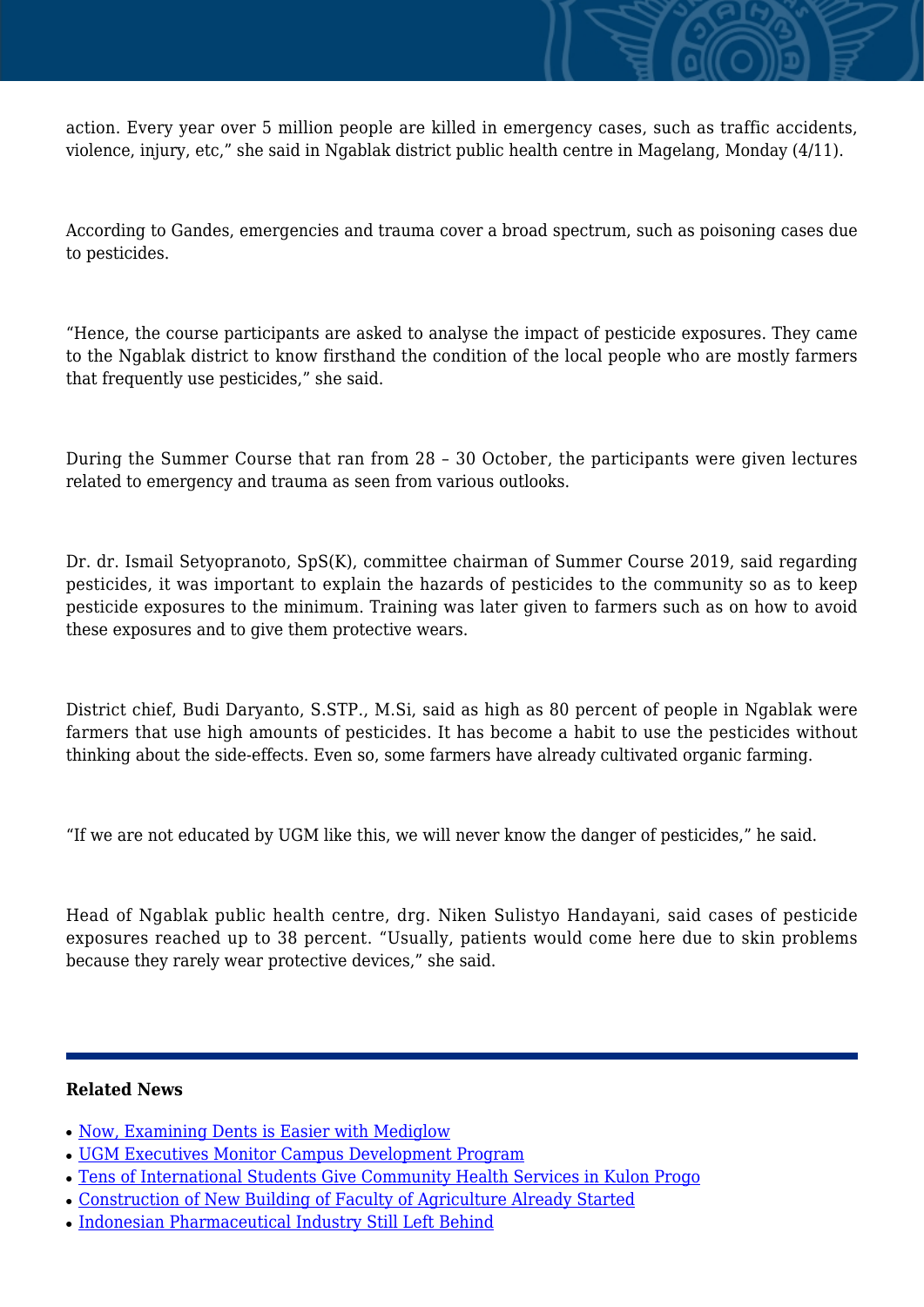action. Every year over 5 million people are killed in emergency cases, such as traffic accidents, violence, injury, etc," she said in Ngablak district public health centre in Magelang, Monday (4/11).

According to Gandes, emergencies and trauma cover a broad spectrum, such as poisoning cases due to pesticides.

"Hence, the course participants are asked to analyse the impact of pesticide exposures. They came to the Ngablak district to know firsthand the condition of the local people who are mostly farmers that frequently use pesticides," she said.

During the Summer Course that ran from 28 – 30 October, the participants were given lectures related to emergency and trauma as seen from various outlooks.

Dr. dr. Ismail Setyopranoto, SpS(K), committee chairman of Summer Course 2019, said regarding pesticides, it was important to explain the hazards of pesticides to the community so as to keep pesticide exposures to the minimum. Training was later given to farmers such as on how to avoid these exposures and to give them protective wears.

District chief, Budi Daryanto, S.STP., M.Si, said as high as 80 percent of people in Ngablak were farmers that use high amounts of pesticides. It has become a habit to use the pesticides without thinking about the side-effects. Even so, some farmers have already cultivated organic farming.

"If we are not educated by UGM like this, we will never know the danger of pesticides," he said.

Head of Ngablak public health centre, drg. Niken Sulistyo Handayani, said cases of pesticide exposures reached up to 38 percent. "Usually, patients would come here due to skin problems because they rarely wear protective devices," she said.

---

**Related News**

- Now, Examining Dents is Easier with Mediglow
- UGM Executives Monitor Campus Development Program
- Tens of International Students Give Community Health Services in Kulon Progo
- Construction of New Building of Faculty of Agriculture Already Started
- Indonesian Pharmaceutical Industry Still Left Behind